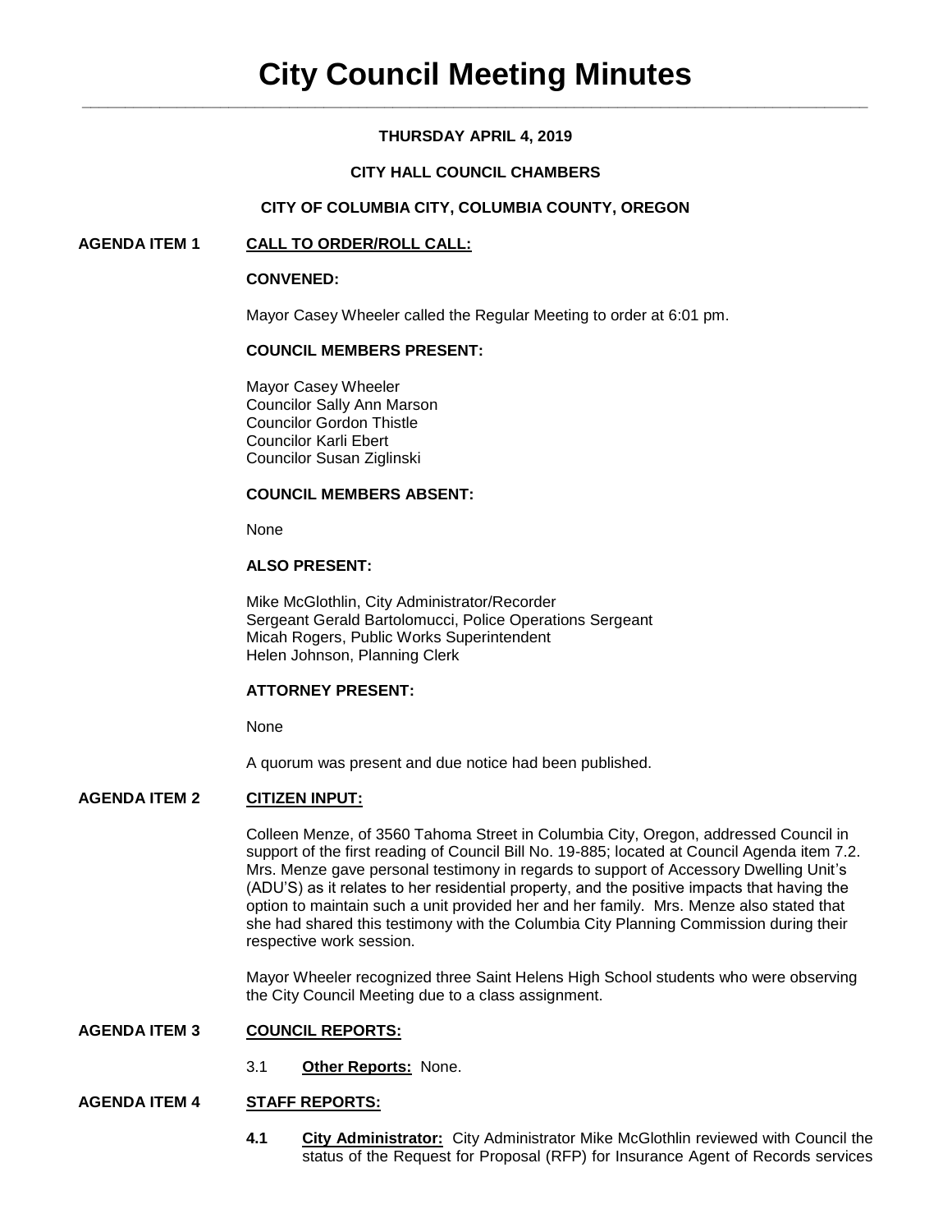# City Council Meeting Minutes

**THURSDAY APRIL 4, 2019**

**CITY HALL COUNCIL CHAMBERS**

**CITY OF COLUMBIA CITY, COLUMBIA COUNTY, OREGON**

## AGENDA ITEM 1 CALL TO ORDER/ROLL CALL:

**CONVENED:**

Mayor Casey Wheeler called the Regular Meeting to order at 6:01 pm.

**COUNCIL MEMBERS PRESENT:**

Mayor Casey Wheeler
Councilor Sally Ann Marson
Councilor Gordon Thistle
Councilor Karli Ebert
Councilor Susan Ziglinski

**COUNCIL MEMBERS ABSENT:**

None

**ALSO PRESENT:**

Mike McGlothlin, City Administrator/Recorder
Sergeant Gerald Bartolomucci, Police Operations Sergeant
Micah Rogers, Public Works Superintendent
Helen Johnson, Planning Clerk

**ATTORNEY PRESENT:**

None

A quorum was present and due notice had been published.

## AGENDA ITEM 2 CITIZEN INPUT:

Colleen Menze, of 3560 Tahoma Street in Columbia City, Oregon, addressed Council in support of the first reading of Council Bill No. 19-885; located at Council Agenda item 7.2. Mrs. Menze gave personal testimony in regards to support of Accessory Dwelling Unit's (ADU'S) as it relates to her residential property, and the positive impacts that having the option to maintain such a unit provided her and her family. Mrs. Menze also stated that she had shared this testimony with the Columbia City Planning Commission during their respective work session.

Mayor Wheeler recognized three Saint Helens High School students who were observing the City Council Meeting due to a class assignment.

## AGENDA ITEM 3 COUNCIL REPORTS:

3.1 **Other Reports:** None.

## AGENDA ITEM 4 STAFF REPORTS:

**4.1 City Administrator:** City Administrator Mike McGlothlin reviewed with Council the status of the Request for Proposal (RFP) for Insurance Agent of Records services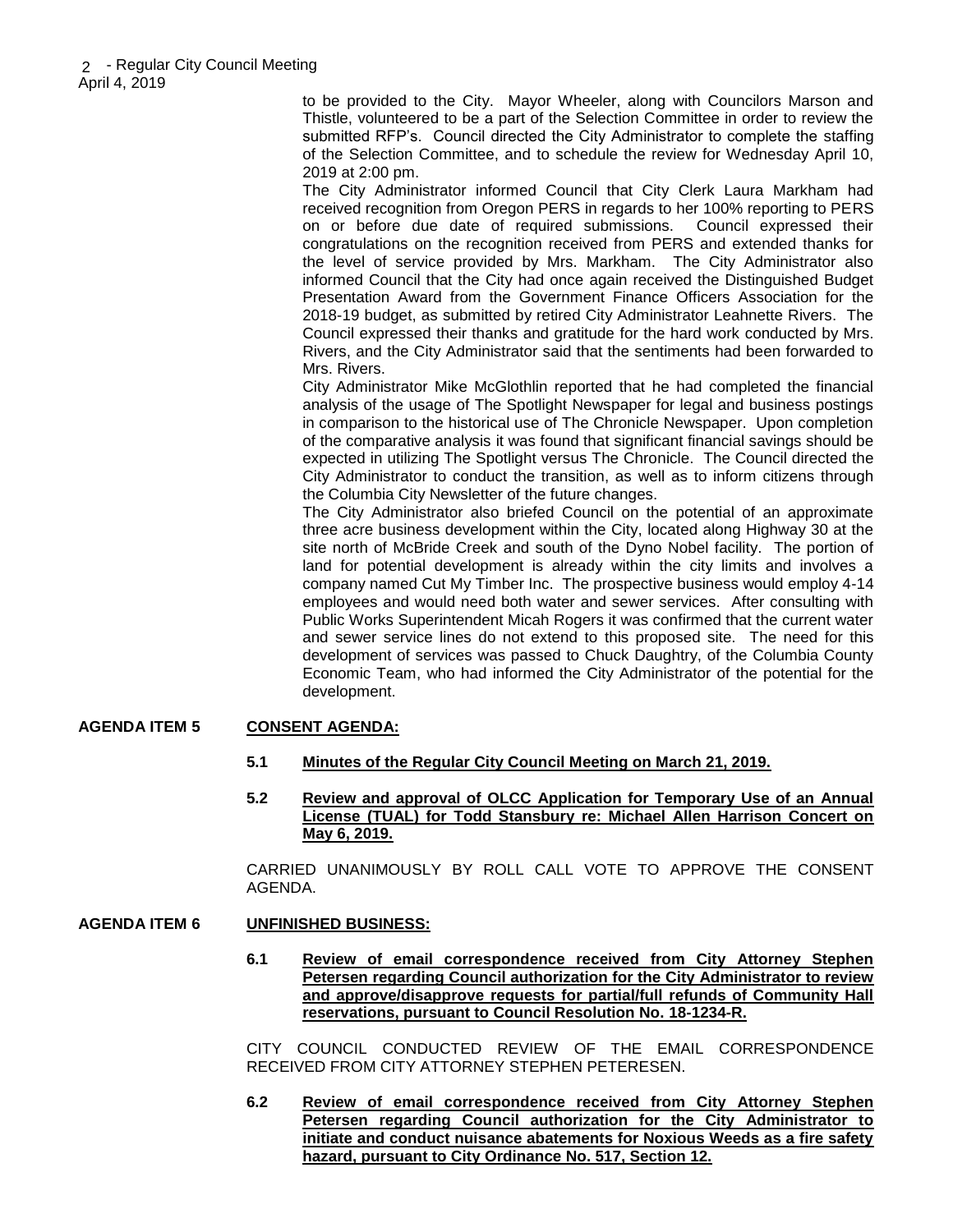to be provided to the City. Mayor Wheeler, along with Councilors Marson and Thistle, volunteered to be a part of the Selection Committee in order to review the submitted RFP's. Council directed the City Administrator to complete the staffing of the Selection Committee, and to schedule the review for Wednesday April 10, 2019 at 2:00 pm.

The City Administrator informed Council that City Clerk Laura Markham had received recognition from Oregon PERS in regards to her 100% reporting to PERS on or before due date of required submissions. Council expressed their congratulations on the recognition received from PERS and extended thanks for the level of service provided by Mrs. Markham. The City Administrator also informed Council that the City had once again received the Distinguished Budget Presentation Award from the Government Finance Officers Association for the 2018-19 budget, as submitted by retired City Administrator Leahnette Rivers. The Council expressed their thanks and gratitude for the hard work conducted by Mrs. Rivers, and the City Administrator said that the sentiments had been forwarded to Mrs. Rivers.

City Administrator Mike McGlothlin reported that he had completed the financial analysis of the usage of The Spotlight Newspaper for legal and business postings in comparison to the historical use of The Chronicle Newspaper. Upon completion of the comparative analysis it was found that significant financial savings should be expected in utilizing The Spotlight versus The Chronicle. The Council directed the City Administrator to conduct the transition, as well as to inform citizens through the Columbia City Newsletter of the future changes.

The City Administrator also briefed Council on the potential of an approximate three acre business development within the City, located along Highway 30 at the site north of McBride Creek and south of the Dyno Nobel facility. The portion of land for potential development is already within the city limits and involves a company named Cut My Timber Inc. The prospective business would employ 4-14 employees and would need both water and sewer services. After consulting with Public Works Superintendent Micah Rogers it was confirmed that the current water and sewer service lines do not extend to this proposed site. The need for this development of services was passed to Chuck Daughtry, of the Columbia County Economic Team, who had informed the City Administrator of the potential for the development.

**AGENDA ITEM 5** **CONSENT AGENDA:**

**5.1** **Minutes of the Regular City Council Meeting on March 21, 2019.**

**5.2** **Review and approval of OLCC Application for Temporary Use of an Annual License (TUAL) for Todd Stansbury re: Michael Allen Harrison Concert on May 6, 2019.**

CARRIED UNANIMOUSLY BY ROLL CALL VOTE TO APPROVE THE CONSENT AGENDA.

**AGENDA ITEM 6** **UNFINISHED BUSINESS:**

**6.1** **Review of email correspondence received from City Attorney Stephen Petersen regarding Council authorization for the City Administrator to review and approve/disapprove requests for partial/full refunds of Community Hall reservations, pursuant to Council Resolution No. 18-1234-R.**

CITY COUNCIL CONDUCTED REVIEW OF THE EMAIL CORRESPONDENCE RECEIVED FROM CITY ATTORNEY STEPHEN PETERESEN.

**6.2** **Review of email correspondence received from City Attorney Stephen Petersen regarding Council authorization for the City Administrator to initiate and conduct nuisance abatements for Noxious Weeds as a fire safety hazard, pursuant to City Ordinance No. 517, Section 12.**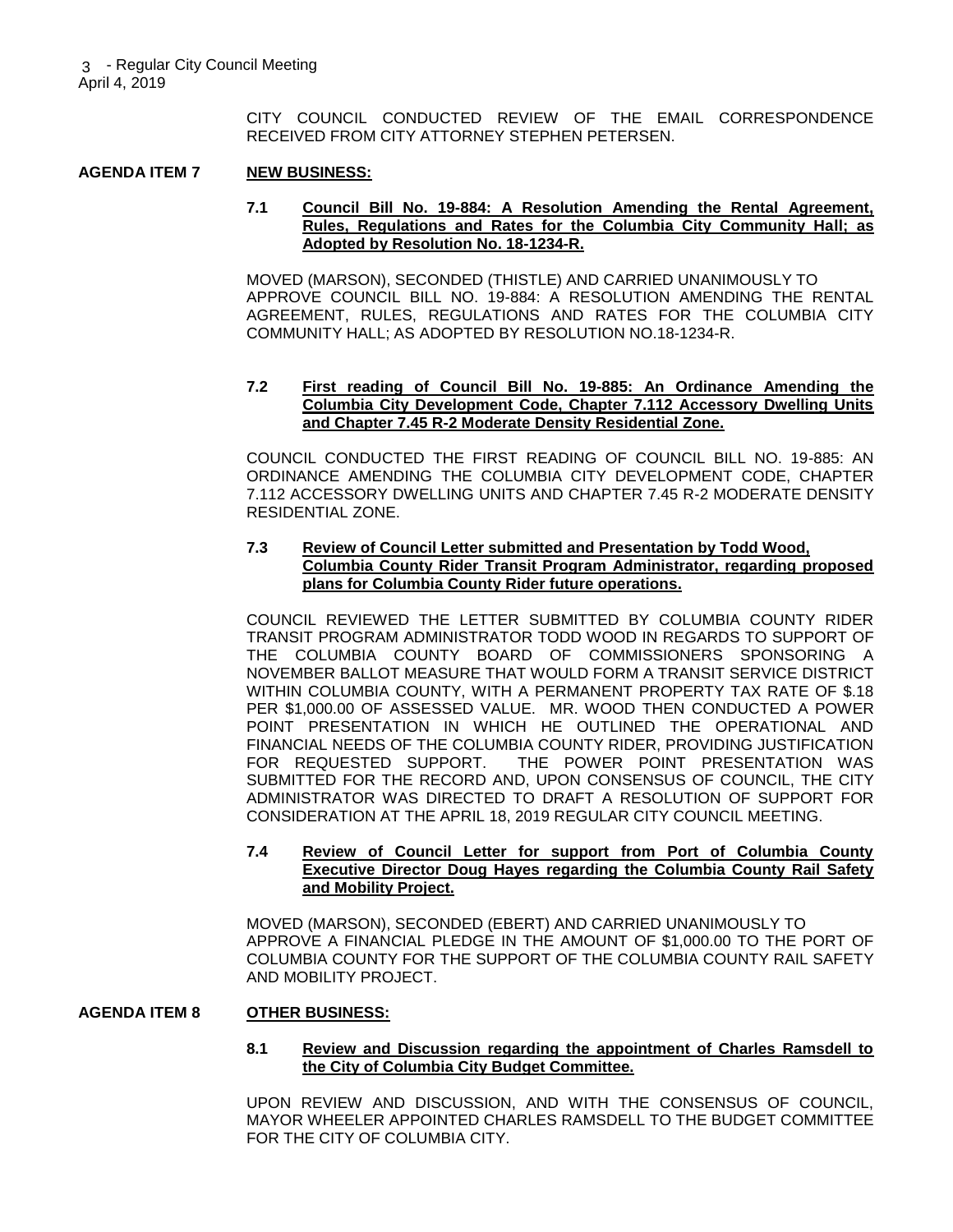CITY COUNCIL CONDUCTED REVIEW OF THE EMAIL CORRESPONDENCE RECEIVED FROM CITY ATTORNEY STEPHEN PETERSEN.

**AGENDA ITEM 7 NEW BUSINESS:**

**7.1 Council Bill No. 19-884: A Resolution Amending the Rental Agreement, Rules, Regulations and Rates for the Columbia City Community Hall; as Adopted by Resolution No. 18-1234-R.**

MOVED (MARSON), SECONDED (THISTLE) AND CARRIED UNANIMOUSLY TO APPROVE COUNCIL BILL NO. 19-884: A RESOLUTION AMENDING THE RENTAL AGREEMENT, RULES, REGULATIONS AND RATES FOR THE COLUMBIA CITY COMMUNITY HALL; AS ADOPTED BY RESOLUTION NO.18-1234-R.

**7.2 First reading of Council Bill No. 19-885: An Ordinance Amending the Columbia City Development Code, Chapter 7.112 Accessory Dwelling Units and Chapter 7.45 R-2 Moderate Density Residential Zone.**

COUNCIL CONDUCTED THE FIRST READING OF COUNCIL BILL NO. 19-885: AN ORDINANCE AMENDING THE COLUMBIA CITY DEVELOPMENT CODE, CHAPTER 7.112 ACCESSORY DWELLING UNITS AND CHAPTER 7.45 R-2 MODERATE DENSITY RESIDENTIAL ZONE.

**7.3 Review of Council Letter submitted and Presentation by Todd Wood, Columbia County Rider Transit Program Administrator, regarding proposed plans for Columbia County Rider future operations.**

COUNCIL REVIEWED THE LETTER SUBMITTED BY COLUMBIA COUNTY RIDER TRANSIT PROGRAM ADMINISTRATOR TODD WOOD IN REGARDS TO SUPPORT OF THE COLUMBIA COUNTY BOARD OF COMMISSIONERS SPONSORING A NOVEMBER BALLOT MEASURE THAT WOULD FORM A TRANSIT SERVICE DISTRICT WITHIN COLUMBIA COUNTY, WITH A PERMANENT PROPERTY TAX RATE OF $.18 PER $1,000.00 OF ASSESSED VALUE. MR. WOOD THEN CONDUCTED A POWER POINT PRESENTATION IN WHICH HE OUTLINED THE OPERATIONAL AND FINANCIAL NEEDS OF THE COLUMBIA COUNTY RIDER, PROVIDING JUSTIFICATION FOR REQUESTED SUPPORT. THE POWER POINT PRESENTATION WAS SUBMITTED FOR THE RECORD AND, UPON CONSENSUS OF COUNCIL, THE CITY ADMINISTRATOR WAS DIRECTED TO DRAFT A RESOLUTION OF SUPPORT FOR CONSIDERATION AT THE APRIL 18, 2019 REGULAR CITY COUNCIL MEETING.

**7.4 Review of Council Letter for support from Port of Columbia County Executive Director Doug Hayes regarding the Columbia County Rail Safety and Mobility Project.**

MOVED (MARSON), SECONDED (EBERT) AND CARRIED UNANIMOUSLY TO APPROVE A FINANCIAL PLEDGE IN THE AMOUNT OF $1,000.00 TO THE PORT OF COLUMBIA COUNTY FOR THE SUPPORT OF THE COLUMBIA COUNTY RAIL SAFETY AND MOBILITY PROJECT.

**AGENDA ITEM 8 OTHER BUSINESS:**

**8.1 Review and Discussion regarding the appointment of Charles Ramsdell to the City of Columbia City Budget Committee.**

UPON REVIEW AND DISCUSSION, AND WITH THE CONSENSUS OF COUNCIL, MAYOR WHEELER APPOINTED CHARLES RAMSDELL TO THE BUDGET COMMITTEE FOR THE CITY OF COLUMBIA CITY.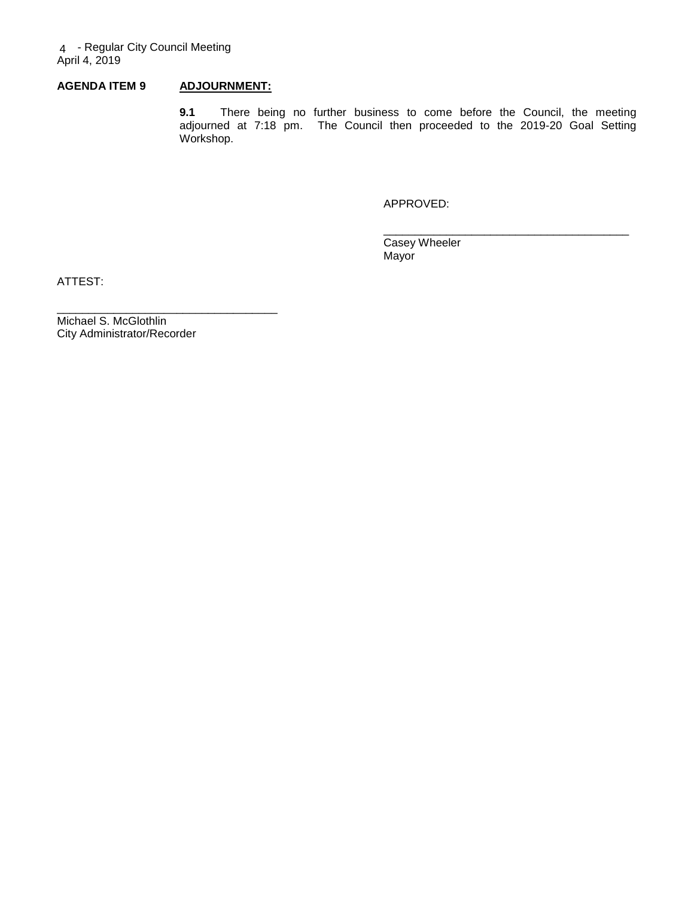**AGENDA ITEM 9** **ADJOURNMENT:**

**9.1** There being no further business to come before the Council, the meeting adjourned at 7:18 pm. The Council then proceeded to the 2019-20 Goal Setting Workshop.

APPROVED:

_______________________________________
Casey Wheeler
Mayor

ATTEST:

___________________________________
Michael S. McGlothlin
City Administrator/Recorder